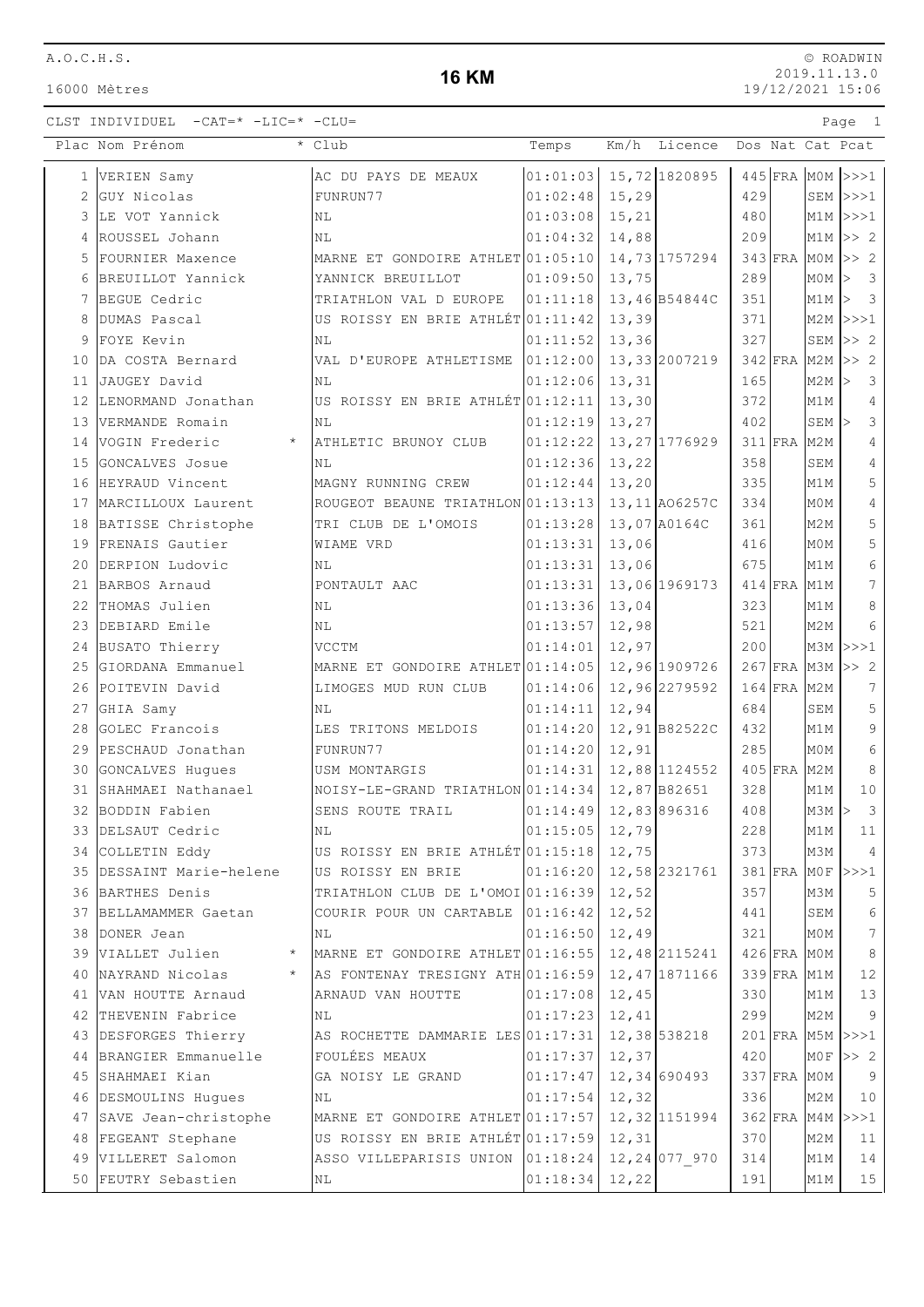A.O.C.H.S.

16000 Mètres

# 16 KM

© ROADWIN
2019.11.13.0
19/12/2021 15:06

CLST INDIVIDUEL -CAT=* -LIC=* -CLU=

| Plac | Nom Prénom | * | Club | Temps | Km/h | Licence | Dos | Nat | Cat | Pcat |
|---|---|---|---|---|---|---|---|---|---|---|
| 1 | VERIEN Samy | | AC DU PAYS DE MEAUX | 01:01:03 | 15,72 | 1820895 | 445 | FRA | M0M | >>>1 |
| 2 | GUY Nicolas | | FUNRUN77 | 01:02:48 | 15,29 | | 429 | | SEM | >>>1 |
| 3 | LE VOT Yannick | | NL | 01:03:08 | 15,21 | | 480 | | M1M | >>>1 |
| 4 | ROUSSEL Johann | | NL | 01:04:32 | 14,88 | | 209 | | M1M | >> 2 |
| 5 | FOURNIER Maxence | | MARNE ET GONDOIRE ATHLET | 01:05:10 | 14,73 | 1757294 | 343 | FRA | M0M | >> 2 |
| 6 | BREUILLOT Yannick | | YANNICK BREUILLOT | 01:09:50 | 13,75 | | 289 | | M0M | > 3 |
| 7 | BEGUE Cedric | | TRIATHLON VAL D EUROPE | 01:11:18 | 13,46 | B54844C | 351 | | M1M | > 3 |
| 8 | DUMAS Pascal | | US ROISSY EN BRIE ATHLÉT | 01:11:42 | 13,39 | | 371 | | M2M | >>>1 |
| 9 | FOYE Kevin | | NL | 01:11:52 | 13,36 | | 327 | | SEM | >> 2 |
| 10 | DA COSTA Bernard | | VAL D'EUROPE ATHLETISME | 01:12:00 | 13,33 | 2007219 | 342 | FRA | M2M | >> 2 |
| 11 | JAUGEY David | | NL | 01:12:06 | 13,31 | | 165 | | M2M | > 3 |
| 12 | LENORMAND Jonathan | | US ROISSY EN BRIE ATHLÉT | 01:12:11 | 13,30 | | 372 | | M1M | 4 |
| 13 | VERMANDE Romain | | NL | 01:12:19 | 13,27 | | 402 | | SEM | > 3 |
| 14 | VOGIN Frederic | * | ATHLETIC BRUNOY CLUB | 01:12:22 | 13,27 | 1776929 | 311 | FRA | M2M | 4 |
| 15 | GONCALVES Josue | | NL | 01:12:36 | 13,22 | | 358 | | SEM | 4 |
| 16 | HEYRAUD Vincent | | MAGNY RUNNING CREW | 01:12:44 | 13,20 | | 335 | | M1M | 5 |
| 17 | MARCILLOUX Laurent | | ROUGEOT BEAUNE TRIATHLON | 01:13:13 | 13,11 | AO6257C | 334 | | M0M | 4 |
| 18 | BATISSE Christophe | | TRI CLUB DE L'OMOIS | 01:13:28 | 13,07 | A0164C | 361 | | M2M | 5 |
| 19 | FRENAIS Gautier | | WIAME VRD | 01:13:31 | 13,06 | | 416 | | M0M | 5 |
| 20 | DERPION Ludovic | | NL | 01:13:31 | 13,06 | | 675 | | M1M | 6 |
| 21 | BARBOS Arnaud | | PONTAULT AAC | 01:13:31 | 13,06 | 1969173 | 414 | FRA | M1M | 7 |
| 22 | THOMAS Julien | | NL | 01:13:36 | 13,04 | | 323 | | M1M | 8 |
| 23 | DEBIARD Emile | | NL | 01:13:57 | 12,98 | | 521 | | M2M | 6 |
| 24 | BUSATO Thierry | | VCCTM | 01:14:01 | 12,97 | | 200 | | M3M | >>>1 |
| 25 | GIORDANA Emmanuel | | MARNE ET GONDOIRE ATHLET | 01:14:05 | 12,96 | 1909726 | 267 | FRA | M3M | >> 2 |
| 26 | POITEVIN David | | LIMOGES MUD RUN CLUB | 01:14:06 | 12,96 | 2279592 | 164 | FRA | M2M | 7 |
| 27 | GHIA Samy | | NL | 01:14:11 | 12,94 | | 684 | | SEM | 5 |
| 28 | GOLEC Francois | | LES TRITONS MELDOIS | 01:14:20 | 12,91 | B82522C | 432 | | M1M | 9 |
| 29 | PESCHAUD Jonathan | | FUNRUN77 | 01:14:20 | 12,91 | | 285 | | M0M | 6 |
| 30 | GONCALVES Hugues | | USM MONTARGIS | 01:14:31 | 12,88 | 1124552 | 405 | FRA | M2M | 8 |
| 31 | SHAHMAEI Nathanael | | NOISY-LE-GRAND TRIATHLON | 01:14:34 | 12,87 | B82651 | 328 | | M1M | 10 |
| 32 | BODDIN Fabien | | SENS ROUTE TRAIL | 01:14:49 | 12,83 | 896316 | 408 | | M3M | > 3 |
| 33 | DELSAUT Cedric | | NL | 01:15:05 | 12,79 | | 228 | | M1M | 11 |
| 34 | COLLETIN Eddy | | US ROISSY EN BRIE ATHLÉT | 01:15:18 | 12,75 | | 373 | | M3M | 4 |
| 35 | DESSAINT Marie-helene | | US ROISSY EN BRIE | 01:16:20 | 12,58 | 2321761 | 381 | FRA | M0F | >>>1 |
| 36 | BARTHES Denis | | TRIATHLON CLUB DE L'OMOI | 01:16:39 | 12,52 | | 357 | | M3M | 5 |
| 37 | BELLAMAMMER Gaetan | | COURIR POUR UN CARTABLE | 01:16:42 | 12,52 | | 441 | | SEM | 6 |
| 38 | DONER Jean | | NL | 01:16:50 | 12,49 | | 321 | | M0M | 7 |
| 39 | VIALLET Julien | * | MARNE ET GONDOIRE ATHLET | 01:16:55 | 12,48 | 2115241 | 426 | FRA | M0M | 8 |
| 40 | NAYRAND Nicolas | * | AS FONTENAY TRESIGNY ATH | 01:16:59 | 12,47 | 1871166 | 339 | FRA | M1M | 12 |
| 41 | VAN HOUTTE Arnaud | | ARNAUD VAN HOUTTE | 01:17:08 | 12,45 | | 330 | | M1M | 13 |
| 42 | THEVENIN Fabrice | | NL | 01:17:23 | 12,41 | | 299 | | M2M | 9 |
| 43 | DESFORGES Thierry | | AS ROCHETTE DAMMARIE LES | 01:17:31 | 12,38 | 538218 | 201 | FRA | M5M | >>>1 |
| 44 | BRANGIER Emmanuelle | | FOULÉES MEAUX | 01:17:37 | 12,37 | | 420 | | M0F | >> 2 |
| 45 | SHAHMAEI Kian | | GA NOISY LE GRAND | 01:17:47 | 12,34 | 690493 | 337 | FRA | M0M | 9 |
| 46 | DESMOULINS Hugues | | NL | 01:17:54 | 12,32 | | 336 | | M2M | 10 |
| 47 | SAVE Jean-christophe | | MARNE ET GONDOIRE ATHLET | 01:17:57 | 12,32 | 1151994 | 362 | FRA | M4M | >>>1 |
| 48 | FEGEANT Stephane | | US ROISSY EN BRIE ATHLÉT | 01:17:59 | 12,31 | | 370 | | M2M | 11 |
| 49 | VILLERET Salomon | | ASSO VILLEPARISIS UNION | 01:18:24 | 12,24 | 077_970 | 314 | | M1M | 14 |
| 50 | FEUTRY Sebastien | | NL | 01:18:34 | 12,22 | | 191 | | M1M | 15 |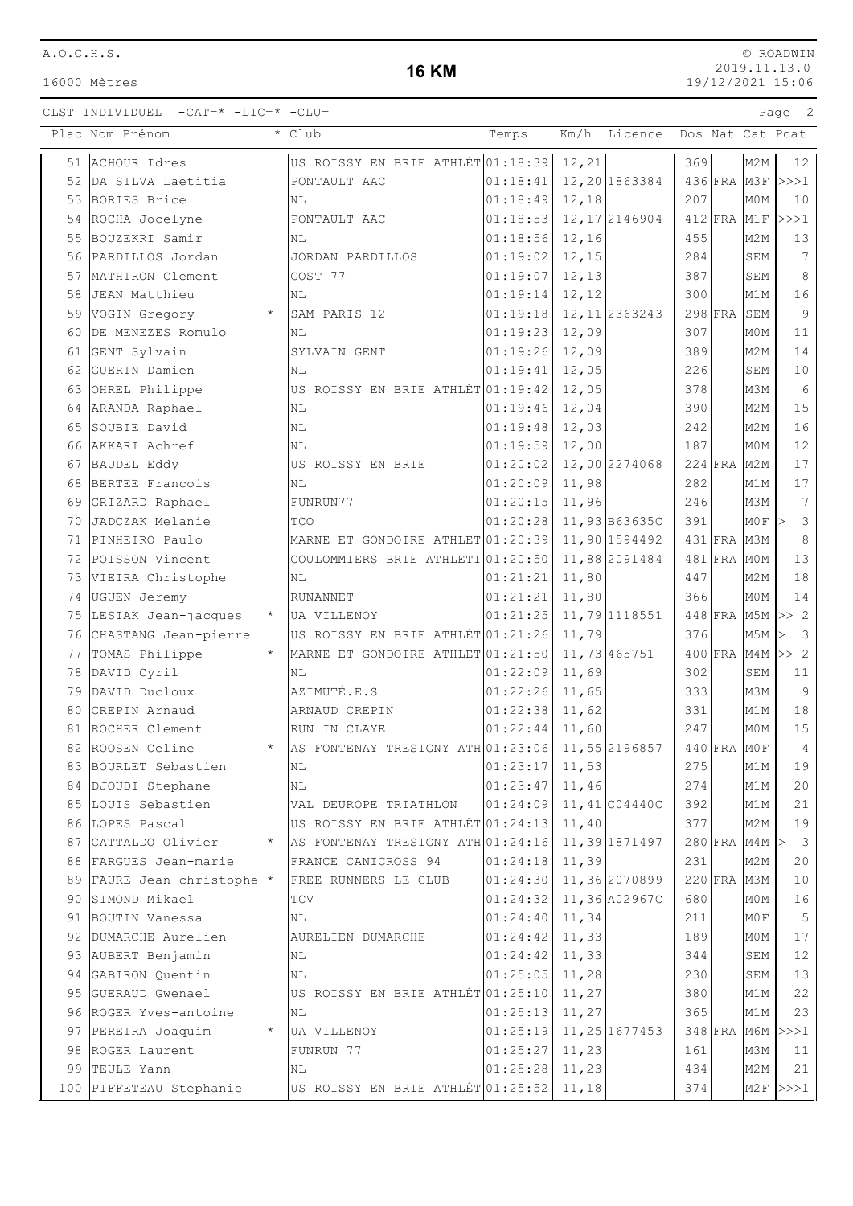# 16 KM

A.O.C.H.S.

16000 Mètres

© ROADWIN 2019.11.13.0 19/12/2021 15:06

CLST INDIVIDUEL -CAT=* -LIC=* -CLU=

| Plac | Nom Prénom | * | Club | Temps | Km/h | Licence | Dos | Nat | Cat | Pcat |
|---|---|---|---|---|---|---|---|---|---|---|
| 51 | ACHOUR Idres | | US ROISSY EN BRIE ATHLÉT | 01:18:39 | 12,21 | | 369 | | M2M | 12 |
| 52 | DA SILVA Laetitia | | PONTAULT AAC | 01:18:41 | 12,20 | 1863384 | 436 | FRA | M3F | >>>1 |
| 53 | BORIES Brice | | NL | 01:18:49 | 12,18 | | 207 | | M0M | 10 |
| 54 | ROCHA Jocelyne | | PONTAULT AAC | 01:18:53 | 12,17 | 2146904 | 412 | FRA | M1F | >>>1 |
| 55 | BOUZEKRI Samir | | NL | 01:18:56 | 12,16 | | 455 | | M2M | 13 |
| 56 | PARDILLOS Jordan | | JORDAN PARDILLOS | 01:19:02 | 12,15 | | 284 | | SEM | 7 |
| 57 | MATHIRON Clement | | GOST 77 | 01:19:07 | 12,13 | | 387 | | SEM | 8 |
| 58 | JEAN Matthieu | | NL | 01:19:14 | 12,12 | | 300 | | M1M | 16 |
| 59 | VOGIN Gregory | * | SAM PARIS 12 | 01:19:18 | 12,11 | 2363243 | 298 | FRA | SEM | 9 |
| 60 | DE MENEZES Romulo | | NL | 01:19:23 | 12,09 | | 307 | | M0M | 11 |
| 61 | GENT Sylvain | | SYLVAIN GENT | 01:19:26 | 12,09 | | 389 | | M2M | 14 |
| 62 | GUERIN Damien | | NL | 01:19:41 | 12,05 | | 226 | | SEM | 10 |
| 63 | OHREL Philippe | | US ROISSY EN BRIE ATHLÉT | 01:19:42 | 12,05 | | 378 | | M3M | 6 |
| 64 | ARANDA Raphael | | NL | 01:19:46 | 12,04 | | 390 | | M2M | 15 |
| 65 | SOUBIE David | | NL | 01:19:48 | 12,03 | | 242 | | M2M | 16 |
| 66 | AKKARI Achref | | NL | 01:19:59 | 12,00 | | 187 | | M0M | 12 |
| 67 | BAUDEL Eddy | | US ROISSY EN BRIE | 01:20:02 | 12,00 | 2274068 | 224 | FRA | M2M | 17 |
| 68 | BERTEE Francois | | NL | 01:20:09 | 11,98 | | 282 | | M1M | 17 |
| 69 | GRIZARD Raphael | | FUNRUN77 | 01:20:15 | 11,96 | | 246 | | M3M | 7 |
| 70 | JADCZAK Melanie | | TCO | 01:20:28 | 11,93 | B63635C | 391 | | M0F | > 3 |
| 71 | PINHEIRO Paulo | | MARNE ET GONDOIRE ATHLET | 01:20:39 | 11,90 | 1594492 | 431 | FRA | M3M | 8 |
| 72 | POISSON Vincent | | COULOMMIERS BRIE ATHLETI | 01:20:50 | 11,88 | 2091484 | 481 | FRA | M0M | 13 |
| 73 | VIEIRA Christophe | | NL | 01:21:21 | 11,80 | | 447 | | M2M | 18 |
| 74 | UGUEN Jeremy | | RUNANNET | 01:21:21 | 11,80 | | 366 | | M0M | 14 |
| 75 | LESIAK Jean-jacques | * | UA VILLENOY | 01:21:25 | 11,79 | 1118551 | 448 | FRA | M5M | >> 2 |
| 76 | CHASTANG Jean-pierre | | US ROISSY EN BRIE ATHLÉT | 01:21:26 | 11,79 | | 376 | | M5M | > 3 |
| 77 | TOMAS Philippe | * | MARNE ET GONDOIRE ATHLET | 01:21:50 | 11,73 | 465751 | 400 | FRA | M4M | >> 2 |
| 78 | DAVID Cyril | | NL | 01:22:09 | 11,69 | | 302 | | SEM | 11 |
| 79 | DAVID Ducloux | | AZIMUTÉ.E.S | 01:22:26 | 11,65 | | 333 | | M3M | 9 |
| 80 | CREPIN Arnaud | | ARNAUD CREPIN | 01:22:38 | 11,62 | | 331 | | M1M | 18 |
| 81 | ROCHER Clement | | RUN IN CLAYE | 01:22:44 | 11,60 | | 247 | | M0M | 15 |
| 82 | ROOSEN Celine | * | AS FONTENAY TRESIGNY ATH | 01:23:06 | 11,55 | 2196857 | 440 | FRA | M0F | 4 |
| 83 | BOURLET Sebastien | | NL | 01:23:17 | 11,53 | | 275 | | M1M | 19 |
| 84 | DJOUDI Stephane | | NL | 01:23:47 | 11,46 | | 274 | | M1M | 20 |
| 85 | LOUIS Sebastien | | VAL DEUROPE TRIATHLON | 01:24:09 | 11,41 | C04440C | 392 | | M1M | 21 |
| 86 | LOPES Pascal | | US ROISSY EN BRIE ATHLÉT | 01:24:13 | 11,40 | | 377 | | M2M | 19 |
| 87 | CATTALDO Olivier | * | AS FONTENAY TRESIGNY ATH | 01:24:16 | 11,39 | 1871497 | 280 | FRA | M4M | > 3 |
| 88 | FARGUES Jean-marie | | FRANCE CANICROSS 94 | 01:24:18 | 11,39 | | 231 | | M2M | 20 |
| 89 | FAURE Jean-christophe | * | FREE RUNNERS LE CLUB | 01:24:30 | 11,36 | 2070899 | 220 | FRA | M3M | 10 |
| 90 | SIMOND Mikael | | TCV | 01:24:32 | 11,36 | A02967C | 680 | | M0M | 16 |
| 91 | BOUTIN Vanessa | | NL | 01:24:40 | 11,34 | | 211 | | M0F | 5 |
| 92 | DUMARCHE Aurelien | | AURELIEN DUMARCHE | 01:24:42 | 11,33 | | 189 | | M0M | 17 |
| 93 | AUBERT Benjamin | | NL | 01:24:42 | 11,33 | | 344 | | SEM | 12 |
| 94 | GABIRON Quentin | | NL | 01:25:05 | 11,28 | | 230 | | SEM | 13 |
| 95 | GUERAUD Gwenael | | US ROISSY EN BRIE ATHLÉT | 01:25:10 | 11,27 | | 380 | | M1M | 22 |
| 96 | ROGER Yves-antoine | | NL | 01:25:13 | 11,27 | | 365 | | M1M | 23 |
| 97 | PEREIRA Joaquim | * | UA VILLENOY | 01:25:19 | 11,25 | 1677453 | 348 | FRA | M6M | >>>1 |
| 98 | ROGER Laurent | | FUNRUN 77 | 01:25:27 | 11,23 | | 161 | | M3M | 11 |
| 99 | TEULE Yann | | NL | 01:25:28 | 11,23 | | 434 | | M2M | 21 |
| 100 | PIFFETEAU Stephanie | | US ROISSY EN BRIE ATHLÉT | 01:25:52 | 11,18 | | 374 | | M2F | >>>1 |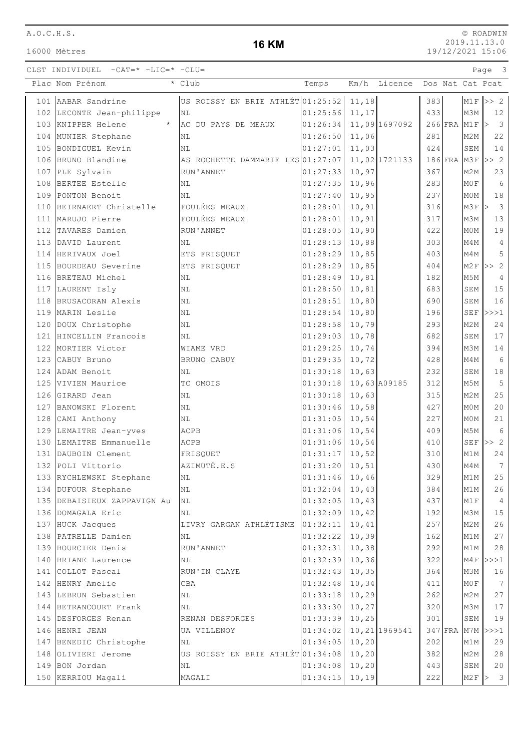A.O.C.H.S.

16000 Mètres

# 16 KM

© ROADWIN
2019.11.13.0
19/12/2021 15:06

CLST INDIVIDUEL -CAT=* -LIC=* -CLU=

| Plac | Nom Prénom | * | Club | Temps | Km/h | Licence | Dos | Nat | Cat | Pcat |
|---|---|---|---|---|---|---|---|---|---|---|
| 101 | AABAR Sandrine | | US ROISSY EN BRIE ATHLÉT | 01:25:52 | 11,18 | | 383 | | M1F | >> 2 |
| 102 | LECONTE Jean-philippe | | NL | 01:25:56 | 11,17 | | 433 | | M3M | 12 |
| 103 | KNIPPER Helene | * | AC DU PAYS DE MEAUX | 01:26:34 | 11,09 | 1697092 | 266 | FRA | M1F | > 3 |
| 104 | MUNIER Stephane | | NL | 01:26:50 | 11,06 | | 281 | | M2M | 22 |
| 105 | BONDIGUEL Kevin | | NL | 01:27:01 | 11,03 | | 424 | | SEM | 14 |
| 106 | BRUNO Blandine | | AS ROCHETTE DAMMARIE LES | 01:27:07 | 11,02 | 1721133 | 186 | FRA | M3F | >> 2 |
| 107 | PLE Sylvain | | RUN'ANNET | 01:27:33 | 10,97 | | 367 | | M2M | 23 |
| 108 | BERTEE Estelle | | NL | 01:27:35 | 10,96 | | 283 | | M0F | 6 |
| 109 | PONTON Benoit | | NL | 01:27:40 | 10,95 | | 237 | | M0M | 18 |
| 110 | BEIRNAERT Christelle | | FOULÉES MEAUX | 01:28:01 | 10,91 | | 316 | | M3F | > 3 |
| 111 | MARUJO Pierre | | FOULÉES MEAUX | 01:28:01 | 10,91 | | 317 | | M3M | 13 |
| 112 | TAVARES Damien | | RUN'ANNET | 01:28:05 | 10,90 | | 422 | | M0M | 19 |
| 113 | DAVID Laurent | | NL | 01:28:13 | 10,88 | | 303 | | M4M | 4 |
| 114 | HERIVAUX Joel | | ETS FRISQUET | 01:28:29 | 10,85 | | 403 | | M4M | 5 |
| 115 | BOURDEAU Severine | | ETS FRISQUET | 01:28:29 | 10,85 | | 404 | | M2F | >> 2 |
| 116 | BRETEAU Michel | | NL | 01:28:49 | 10,81 | | 182 | | M5M | 4 |
| 117 | LAURENT Isly | | NL | 01:28:50 | 10,81 | | 683 | | SEM | 15 |
| 118 | BRUSACORAN Alexis | | NL | 01:28:51 | 10,80 | | 690 | | SEM | 16 |
| 119 | MARIN Leslie | | NL | 01:28:54 | 10,80 | | 196 | | SEF | >>>1 |
| 120 | DOUX Christophe | | NL | 01:28:58 | 10,79 | | 293 | | M2M | 24 |
| 121 | HINCELLIN Francois | | NL | 01:29:03 | 10,78 | | 682 | | SEM | 17 |
| 122 | MORTIER Victor | | WIAME VRD | 01:29:25 | 10,74 | | 394 | | M3M | 14 |
| 123 | CABUY Bruno | | BRUNO CABUY | 01:29:35 | 10,72 | | 428 | | M4M | 6 |
| 124 | ADAM Benoit | | NL | 01:30:18 | 10,63 | | 232 | | SEM | 18 |
| 125 | VIVIEN Maurice | | TC OMOIS | 01:30:18 | 10,63 | A09185 | 312 | | M5M | 5 |
| 126 | GIRARD Jean | | NL | 01:30:18 | 10,63 | | 315 | | M2M | 25 |
| 127 | BANOWSKI Florent | | NL | 01:30:46 | 10,58 | | 427 | | M0M | 20 |
| 128 | CAMI Anthony | | NL | 01:31:05 | 10,54 | | 227 | | M0M | 21 |
| 129 | LEMAITRE Jean-yves | | ACPB | 01:31:06 | 10,54 | | 409 | | M5M | 6 |
| 130 | LEMAITRE Emmanuelle | | ACPB | 01:31:06 | 10,54 | | 410 | | SEF | >> 2 |
| 131 | DAUBOIN Clement | | FRISQUET | 01:31:17 | 10,52 | | 310 | | M1M | 24 |
| 132 | POLI Vittorio | | AZIMUTÉ.E.S | 01:31:20 | 10,51 | | 430 | | M4M | 7 |
| 133 | RYCHLEWSKI Stephane | | NL | 01:31:46 | 10,46 | | 329 | | M1M | 25 |
| 134 | DUFOUR Stephane | | NL | 01:32:04 | 10,43 | | 384 | | M1M | 26 |
| 135 | DEBAISIEUX ZAPPAVIGN Au | | NL | 01:32:05 | 10,43 | | 437 | | M1F | 4 |
| 136 | DOMAGALA Eric | | NL | 01:32:09 | 10,42 | | 192 | | M3M | 15 |
| 137 | HUCK Jacques | | LIVRY GARGAN ATHLÉTISME | 01:32:11 | 10,41 | | 257 | | M2M | 26 |
| 138 | PATRELLE Damien | | NL | 01:32:22 | 10,39 | | 162 | | M1M | 27 |
| 139 | BOURCIER Denis | | RUN'ANNET | 01:32:31 | 10,38 | | 292 | | M1M | 28 |
| 140 | BRIANE Laurence | | NL | 01:32:39 | 10,36 | | 322 | | M4F | >>>1 |
| 141 | COLLOT Pascal | | RUN'IN CLAYE | 01:32:43 | 10,35 | | 364 | | M3M | 16 |
| 142 | HENRY Amelie | | CBA | 01:32:48 | 10,34 | | 411 | | M0F | 7 |
| 143 | LEBRUN Sebastien | | NL | 01:33:18 | 10,29 | | 262 | | M2M | 27 |
| 144 | BETRANCOURT Frank | | NL | 01:33:30 | 10,27 | | 320 | | M3M | 17 |
| 145 | DESFORGES Renan | | RENAN DESFORGES | 01:33:39 | 10,25 | | 301 | | SEM | 19 |
| 146 | HENRI JEAN | | UA VILLENOY | 01:34:02 | 10,21 | 1969541 | 347 | FRA | M7M | >>>1 |
| 147 | BENEDIC Christophe | | NL | 01:34:05 | 10,20 | | 202 | | M1M | 29 |
| 148 | OLIVIERI Jerome | | US ROISSY EN BRIE ATHLÉT | 01:34:08 | 10,20 | | 382 | | M2M | 28 |
| 149 | BON Jordan | | NL | 01:34:08 | 10,20 | | 443 | | SEM | 20 |
| 150 | KERRIOU Magali | | MAGALI | 01:34:15 | 10,19 | | 222 | | M2F | > 3 |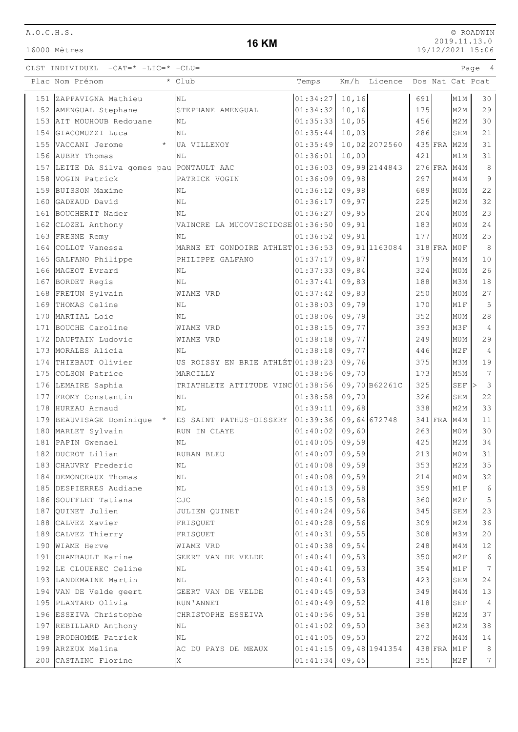A.O.C.H.S.

16000 Mètres

# 16 KM

© ROADWIN
2019.11.13.0
19/12/2021 15:06

CLST INDIVIDUEL -CAT=* -LIC=* -CLU=

| Plac | Nom Prénom | * | Club | Temps | Km/h | Licence | Dos | Nat | Cat | Pcat |
|---|---|---|---|---|---|---|---|---|---|---|
| 151 | ZAPPAVIGNA Mathieu | | NL | 01:34:27 | 10,16 | | 691 | | M1M | 30 |
| 152 | AMENGUAL Stephane | | STEPHANE AMENGUAL | 01:34:32 | 10,16 | | 175 | | M2M | 29 |
| 153 | AIT MOUHOUB Redouane | | NL | 01:35:33 | 10,05 | | 456 | | M2M | 30 |
| 154 | GIACOMUZZI Luca | | NL | 01:35:44 | 10,03 | | 286 | | SEM | 21 |
| 155 | VACCANI Jerome | * | UA VILLENOY | 01:35:49 | 10,02 | 2072560 | 435 | FRA | M2M | 31 |
| 156 | AUBRY Thomas | | NL | 01:36:01 | 10,00 | | 421 | | M1M | 31 |
| 157 | LEITE DA Silva gomes pau | | PONTAULT AAC | 01:36:03 | 09,99 | 2144843 | 276 | FRA | M4M | 8 |
| 158 | VOGIN Patrick | | PATRICK VOGIN | 01:36:09 | 09,98 | | 297 | | M4M | 9 |
| 159 | BUISSON Maxime | | NL | 01:36:12 | 09,98 | | 689 | | M0M | 22 |
| 160 | GADEAUD David | | NL | 01:36:17 | 09,97 | | 225 | | M2M | 32 |
| 161 | BOUCHERIT Nader | | NL | 01:36:27 | 09,95 | | 204 | | M0M | 23 |
| 162 | CLOZEL Anthony | | VAINCRE LA MUCOVISCIDOSE | 01:36:50 | 09,91 | | 183 | | M0M | 24 |
| 163 | FRESNE Remy | | NL | 01:36:52 | 09,91 | | 177 | | M0M | 25 |
| 164 | COLLOT Vanessa | | MARNE ET GONDOIRE ATHLET | 01:36:53 | 09,91 | 1163084 | 318 | FRA | M0F | 8 |
| 165 | GALFANO Philippe | | PHILIPPE GALFANO | 01:37:17 | 09,87 | | 179 | | M4M | 10 |
| 166 | MAGEOT Evrard | | NL | 01:37:33 | 09,84 | | 324 | | M0M | 26 |
| 167 | BORDET Regis | | NL | 01:37:41 | 09,83 | | 188 | | M3M | 18 |
| 168 | FRETUN Sylvain | | WIAME VRD | 01:37:42 | 09,83 | | 250 | | M0M | 27 |
| 169 | THOMAS Celine | | NL | 01:38:03 | 09,79 | | 170 | | M1F | 5 |
| 170 | MARTIAL Loic | | NL | 01:38:06 | 09,79 | | 352 | | M0M | 28 |
| 171 | BOUCHE Caroline | | WIAME VRD | 01:38:15 | 09,77 | | 393 | | M3F | 4 |
| 172 | DAUPTAIN Ludovic | | WIAME VRD | 01:38:18 | 09,77 | | 249 | | M0M | 29 |
| 173 | MORALES Alicia | | NL | 01:38:18 | 09,77 | | 446 | | M2F | 4 |
| 174 | THIEBAUT Olivier | | US ROISSY EN BRIE ATHLÉT | 01:38:23 | 09,76 | | 375 | | M3M | 19 |
| 175 | COLSON Patrice | | MARCILLY | 01:38:56 | 09,70 | | 173 | | M5M | 7 |
| 176 | LEMAIRE Saphia | | TRIATHLETE ATTITUDE VINC | 01:38:56 | 09,70 | B62261C | 325 | | SEF | > 3 |
| 177 | FROMY Constantin | | NL | 01:38:58 | 09,70 | | 326 | | SEM | 22 |
| 178 | HUREAU Arnaud | | NL | 01:39:11 | 09,68 | | 338 | | M2M | 33 |
| 179 | BEAUVISAGE Dominique | * | ES SAINT PATHUS-OISSERY | 01:39:36 | 09,64 | 672748 | 341 | FRA | M4M | 11 |
| 180 | MARLET Sylvain | | RUN IN CLAYE | 01:40:02 | 09,60 | | 263 | | M0M | 30 |
| 181 | PAPIN Gwenael | | NL | 01:40:05 | 09,59 | | 425 | | M2M | 34 |
| 182 | DUCROT Lilian | | RUBAN BLEU | 01:40:07 | 09,59 | | 213 | | M0M | 31 |
| 183 | CHAUVRY Frederic | | NL | 01:40:08 | 09,59 | | 353 | | M2M | 35 |
| 184 | DEMONCEAUX Thomas | | NL | 01:40:08 | 09,59 | | 214 | | M0M | 32 |
| 185 | DESPIERRES Audiane | | NL | 01:40:13 | 09,58 | | 359 | | M1F | 6 |
| 186 | SOUFFLET Tatiana | | CJC | 01:40:15 | 09,58 | | 360 | | M2F | 5 |
| 187 | QUINET Julien | | JULIEN QUINET | 01:40:24 | 09,56 | | 345 | | SEM | 23 |
| 188 | CALVEZ Xavier | | FRISQUET | 01:40:28 | 09,56 | | 309 | | M2M | 36 |
| 189 | CALVEZ Thierry | | FRISQUET | 01:40:31 | 09,55 | | 308 | | M3M | 20 |
| 190 | WIAME Herve | | WIAME VRD | 01:40:38 | 09,54 | | 248 | | M4M | 12 |
| 191 | CHAMBAULT Karine | | GEERT VAN DE VELDE | 01:40:41 | 09,53 | | 350 | | M2F | 6 |
| 192 | LE CLOUEREC Celine | | NL | 01:40:41 | 09,53 | | 354 | | M1F | 7 |
| 193 | LANDEMAINE Martin | | NL | 01:40:41 | 09,53 | | 423 | | SEM | 24 |
| 194 | VAN DE Velde geert | | GEERT VAN DE VELDE | 01:40:45 | 09,53 | | 349 | | M4M | 13 |
| 195 | PLANTARD Olivia | | RUN'ANNET | 01:40:49 | 09,52 | | 418 | | SEF | 4 |
| 196 | ESSEIVA Christophe | | CHRISTOPHE ESSEIVA | 01:40:56 | 09,51 | | 398 | | M2M | 37 |
| 197 | REBILLARD Anthony | | NL | 01:41:02 | 09,50 | | 363 | | M2M | 38 |
| 198 | PRODHOMME Patrick | | NL | 01:41:05 | 09,50 | | 272 | | M4M | 14 |
| 199 | ARZEUX Melina | | AC DU PAYS DE MEAUX | 01:41:15 | 09,48 | 1941354 | 438 | FRA | M1F | 8 |
| 200 | CASTAING Florine | | X | 01:41:34 | 09,45 | | 355 | | M2F | 7 |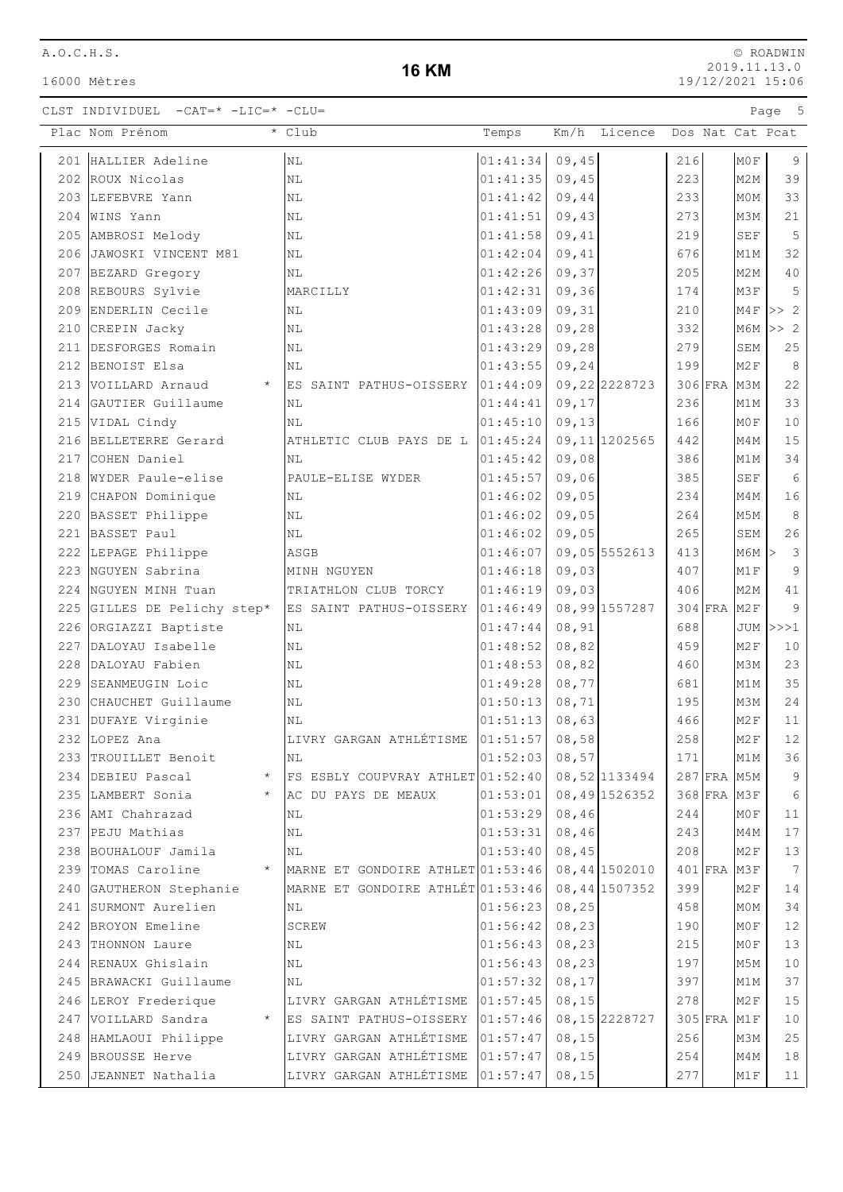# 16 KM

16000 Mètres

CLST INDIVIDUEL -CAT=* -LIC=* -CLU=

| Plac | Nom Prénom | * | Club | Temps | Km/h | Licence | Dos | Nat | Cat | Pcat |
|---|---|---|---|---|---|---|---|---|---|---|
| 201 | HALLIER Adeline | | NL | 01:41:34 | 09,45 | | 216 | | M0F | 9 |
| 202 | ROUX Nicolas | | NL | 01:41:35 | 09,45 | | 223 | | M2M | 39 |
| 203 | LEFEBVRE Yann | | NL | 01:41:42 | 09,44 | | 233 | | M0M | 33 |
| 204 | WINS Yann | | NL | 01:41:51 | 09,43 | | 273 | | M3M | 21 |
| 205 | AMBROSI Melody | | NL | 01:41:58 | 09,41 | | 219 | | SEF | 5 |
| 206 | JAWOSKI VINCENT M81 | | NL | 01:42:04 | 09,41 | | 676 | | M1M | 32 |
| 207 | BEZARD Gregory | | NL | 01:42:26 | 09,37 | | 205 | | M2M | 40 |
| 208 | REBOURS Sylvie | | MARCILLY | 01:42:31 | 09,36 | | 174 | | M3F | 5 |
| 209 | ENDERLIN Cecile | | NL | 01:43:09 | 09,31 | | 210 | | M4F | >> 2 |
| 210 | CREPIN Jacky | | NL | 01:43:28 | 09,28 | | 332 | | M6M | >> 2 |
| 211 | DESFORGES Romain | | NL | 01:43:29 | 09,28 | | 279 | | SEM | 25 |
| 212 | BENOIST Elsa | | NL | 01:43:55 | 09,24 | | 199 | | M2F | 8 |
| 213 | VOILLARD Arnaud | * | ES SAINT PATHUS-OISSERY | 01:44:09 | 09,22 | 2228723 | 306 | FRA | M3M | 22 |
| 214 | GAUTIER Guillaume | | NL | 01:44:41 | 09,17 | | 236 | | M1M | 33 |
| 215 | VIDAL Cindy | | NL | 01:45:10 | 09,13 | | 166 | | M0F | 10 |
| 216 | BELLETERRE Gerard | | ATHLETIC CLUB PAYS DE L | 01:45:24 | 09,11 | 1202565 | 442 | | M4M | 15 |
| 217 | COHEN Daniel | | NL | 01:45:42 | 09,08 | | 386 | | M1M | 34 |
| 218 | WYDER Paule-elise | | PAULE-ELISE WYDER | 01:45:57 | 09,06 | | 385 | | SEF | 6 |
| 219 | CHAPON Dominique | | NL | 01:46:02 | 09,05 | | 234 | | M4M | 16 |
| 220 | BASSET Philippe | | NL | 01:46:02 | 09,05 | | 264 | | M5M | 8 |
| 221 | BASSET Paul | | NL | 01:46:02 | 09,05 | | 265 | | SEM | 26 |
| 222 | LEPAGE Philippe | | ASGB | 01:46:07 | 09,05 | 5552613 | 413 | | M6M | > 3 |
| 223 | NGUYEN Sabrina | | MINH NGUYEN | 01:46:18 | 09,03 | | 407 | | M1F | 9 |
| 224 | NGUYEN MINH Tuan | | TRIATHLON CLUB TORCY | 01:46:19 | 09,03 | | 406 | | M2M | 41 |
| 225 | GILLES DE Pelichy step | * | ES SAINT PATHUS-OISSERY | 01:46:49 | 08,99 | 1557287 | 304 | FRA | M2F | 9 |
| 226 | ORGIAZZI Baptiste | | NL | 01:47:44 | 08,91 | | 688 | | JUM | >>>1 |
| 227 | DALOYAU Isabelle | | NL | 01:48:52 | 08,82 | | 459 | | M2F | 10 |
| 228 | DALOYAU Fabien | | NL | 01:48:53 | 08,82 | | 460 | | M3M | 23 |
| 229 | SEANMEUGIN Loic | | NL | 01:49:28 | 08,77 | | 681 | | M1M | 35 |
| 230 | CHAUCHET Guillaume | | NL | 01:50:13 | 08,71 | | 195 | | M3M | 24 |
| 231 | DUFAYE Virginie | | NL | 01:51:13 | 08,63 | | 466 | | M2F | 11 |
| 232 | LOPEZ Ana | | LIVRY GARGAN ATHLÉTISME | 01:51:57 | 08,58 | | 258 | | M2F | 12 |
| 233 | TROUILLET Benoit | | NL | 01:52:03 | 08,57 | | 171 | | M1M | 36 |
| 234 | DEBIEU Pascal | * | FS ESBLY COUPVRAY ATHLET | 01:52:40 | 08,52 | 1133494 | 287 | FRA | M5M | 9 |
| 235 | LAMBERT Sonia | * | AC DU PAYS DE MEAUX | 01:53:01 | 08,49 | 1526352 | 368 | FRA | M3F | 6 |
| 236 | AMI Chahrazad | | NL | 01:53:29 | 08,46 | | 244 | | M0F | 11 |
| 237 | PEJU Mathias | | NL | 01:53:31 | 08,46 | | 243 | | M4M | 17 |
| 238 | BOUHALOUF Jamila | | NL | 01:53:40 | 08,45 | | 208 | | M2F | 13 |
| 239 | TOMAS Caroline | * | MARNE ET GONDOIRE ATHLET | 01:53:46 | 08,44 | 1502010 | 401 | FRA | M3F | 7 |
| 240 | GAUTHERON Stephanie | | MARNE ET GONDOIRE ATHLÉT | 01:53:46 | 08,44 | 1507352 | 399 | | M2F | 14 |
| 241 | SURMONT Aurelien | | NL | 01:56:23 | 08,25 | | 458 | | M0M | 34 |
| 242 | BROYON Emeline | | SCREW | 01:56:42 | 08,23 | | 190 | | M0F | 12 |
| 243 | THONNON Laure | | NL | 01:56:43 | 08,23 | | 215 | | M0F | 13 |
| 244 | RENAUX Ghislain | | NL | 01:56:43 | 08,23 | | 197 | | M5M | 10 |
| 245 | BRAWACKI Guillaume | | NL | 01:57:32 | 08,17 | | 397 | | M1M | 37 |
| 246 | LEROY Frederique | | LIVRY GARGAN ATHLÉTISME | 01:57:45 | 08,15 | | 278 | | M2F | 15 |
| 247 | VOILLARD Sandra | * | ES SAINT PATHUS-OISSERY | 01:57:46 | 08,15 | 2228727 | 305 | FRA | M1F | 10 |
| 248 | HAMLAOUI Philippe | | LIVRY GARGAN ATHLÉTISME | 01:57:47 | 08,15 | | 256 | | M3M | 25 |
| 249 | BROUSSE Herve | | LIVRY GARGAN ATHLÉTISME | 01:57:47 | 08,15 | | 254 | | M4M | 18 |
| 250 | JEANNET Nathalia | | LIVRY GARGAN ATHLÉTISME | 01:57:47 | 08,15 | | 277 | | M1F | 11 |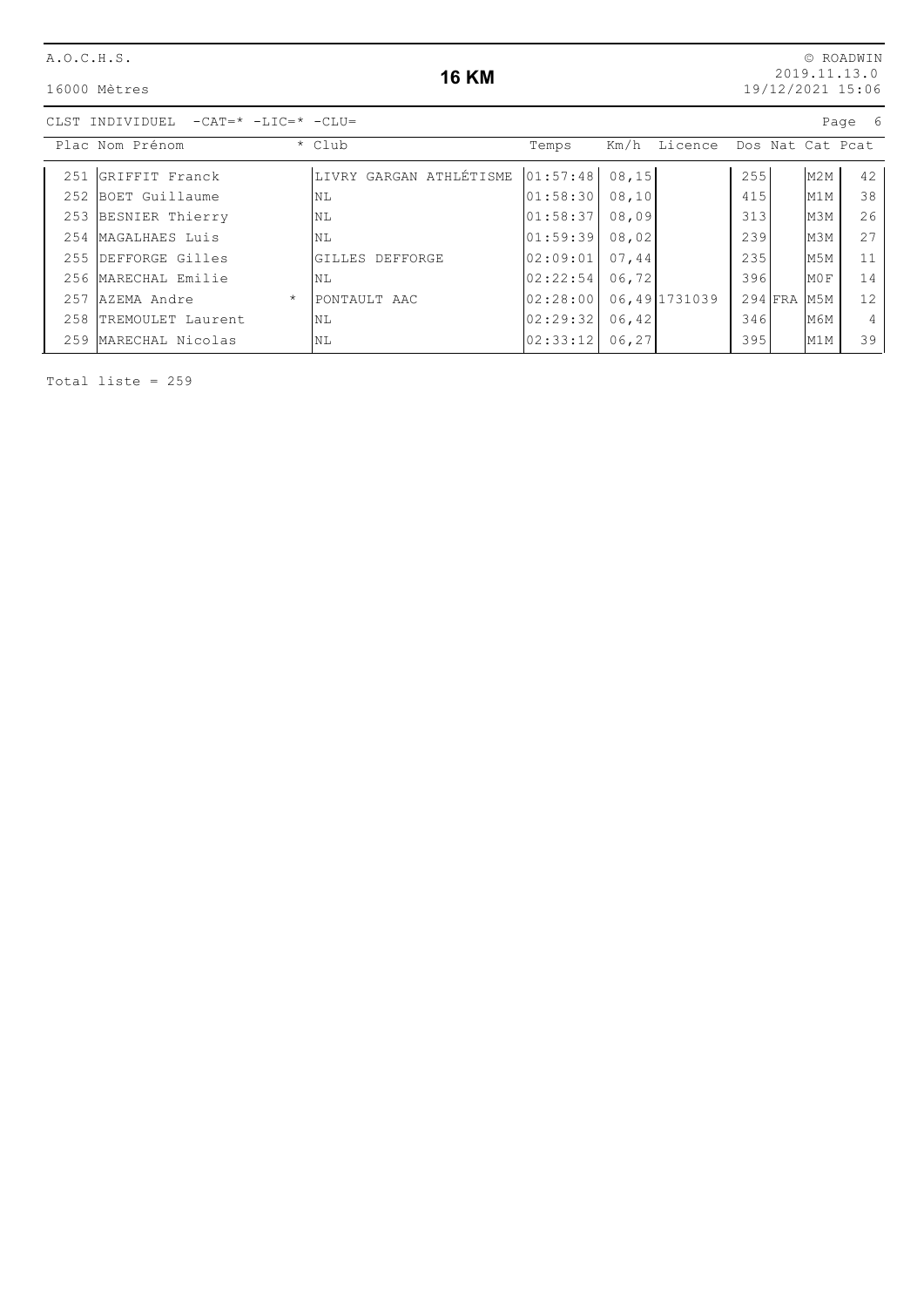# 16 KM

CLST INDIVIDUEL -CAT=* -LIC=* -CLU=

| Plac | Nom Prénom | * | Club | Temps | Km/h | Licence | Dos | Nat | Cat | Pcat |
|---|---|---|---|---|---|---|---|---|---|---|
| 251 | GRIFFIT Franck | | LIVRY GARGAN ATHLÉTISME | 01:57:48 | 08,15 | | 255 | | M2M | 42 |
| 252 | BOET Guillaume | | NL | 01:58:30 | 08,10 | | 415 | | M1M | 38 |
| 253 | BESNIER Thierry | | NL | 01:58:37 | 08,09 | | 313 | | M3M | 26 |
| 254 | MAGALHAES Luis | | NL | 01:59:39 | 08,02 | | 239 | | M3M | 27 |
| 255 | DEFFORGE Gilles | | GILLES DEFFORGE | 02:09:01 | 07,44 | | 235 | | M5M | 11 |
| 256 | MARECHAL Emilie | | NL | 02:22:54 | 06,72 | | 396 | | M0F | 14 |
| 257 | AZEMA Andre | * | PONTAULT AAC | 02:28:00 | 06,49 | 1731039 | 294 | FRA | M5M | 12 |
| 258 | TREMOULET Laurent | | NL | 02:29:32 | 06,42 | | 346 | | M6M | 4 |
| 259 | MARECHAL Nicolas | | NL | 02:33:12 | 06,27 | | 395 | | M1M | 39 |

Total liste = 259